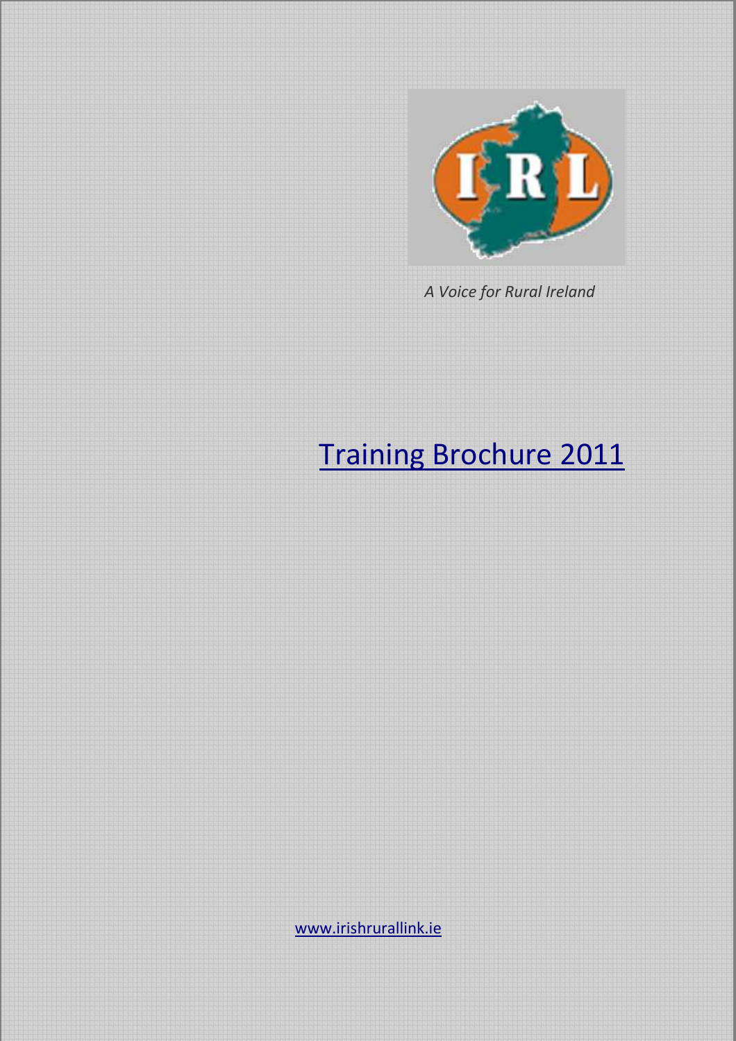IRL

*A Voice for Rural Ireland*

# Training Brochure 2011

www.irishrurallink.ie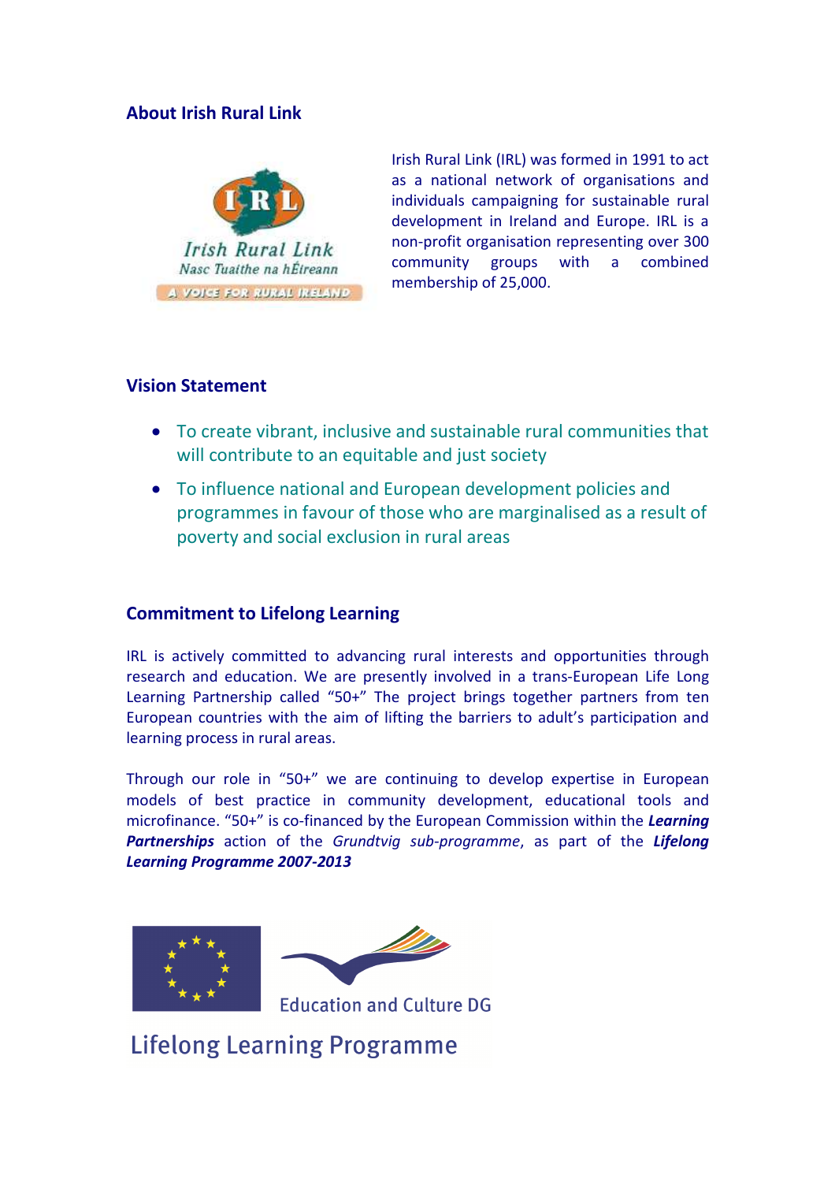## About Irish Rural Link

Irish Rural Link (IRL) was formed in 1991 to act as a national network of organisations and individuals campaigning for sustainable rural development in Ireland and Europe. IRL is a non-profit organisation representing over 300 community groups with a combined membership of 25,000.

## Vision Statement

- To create vibrant, inclusive and sustainable rural communities that will contribute to an equitable and just society
- To influence national and European development policies and programmes in favour of those who are marginalised as a result of poverty and social exclusion in rural areas

## Commitment to Lifelong Learning

IRL is actively committed to advancing rural interests and opportunities through research and education. We are presently involved in a trans-European Life Long Learning Partnership called "50+" The project brings together partners from ten European countries with the aim of lifting the barriers to adult's participation and learning process in rural areas.

Through our role in "50+" we are continuing to develop expertise in European models of best practice in community development, educational tools and microfinance. "50+" is co-financed by the European Commission within the ***Learning Partnerships*** action of the *Grundtvig sub-programme*, as part of the ***Lifelong Learning Programme 2007-2013***

Education and Culture DG

Lifelong Learning Programme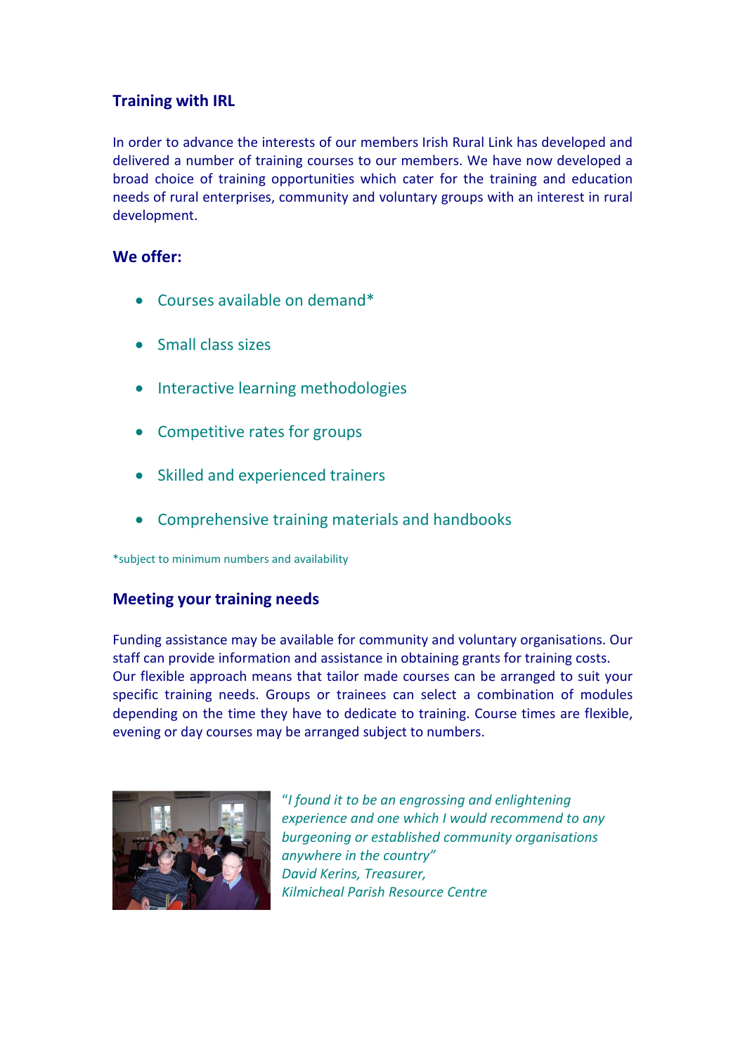## Training with IRL

In order to advance the interests of our members Irish Rural Link has developed and delivered a number of training courses to our members. We have now developed a broad choice of training opportunities which cater for the training and education needs of rural enterprises, community and voluntary groups with an interest in rural development.

## We offer:

- Courses available on demand*
- Small class sizes
- Interactive learning methodologies
- Competitive rates for groups
- Skilled and experienced trainers
- Comprehensive training materials and handbooks

*subject to minimum numbers and availability

## Meeting your training needs

Funding assistance may be available for community and voluntary organisations. Our staff can provide information and assistance in obtaining grants for training costs. Our flexible approach means that tailor made courses can be arranged to suit your specific training needs. Groups or trainees can select a combination of modules depending on the time they have to dedicate to training. Course times are flexible, evening or day courses may be arranged subject to numbers.

*"I found it to be an engrossing and enlightening experience and one which I would recommend to any burgeoning or established community organisations anywhere in the country"*
*David Kerins, Treasurer,*
*Kilmicheal Parish Resource Centre*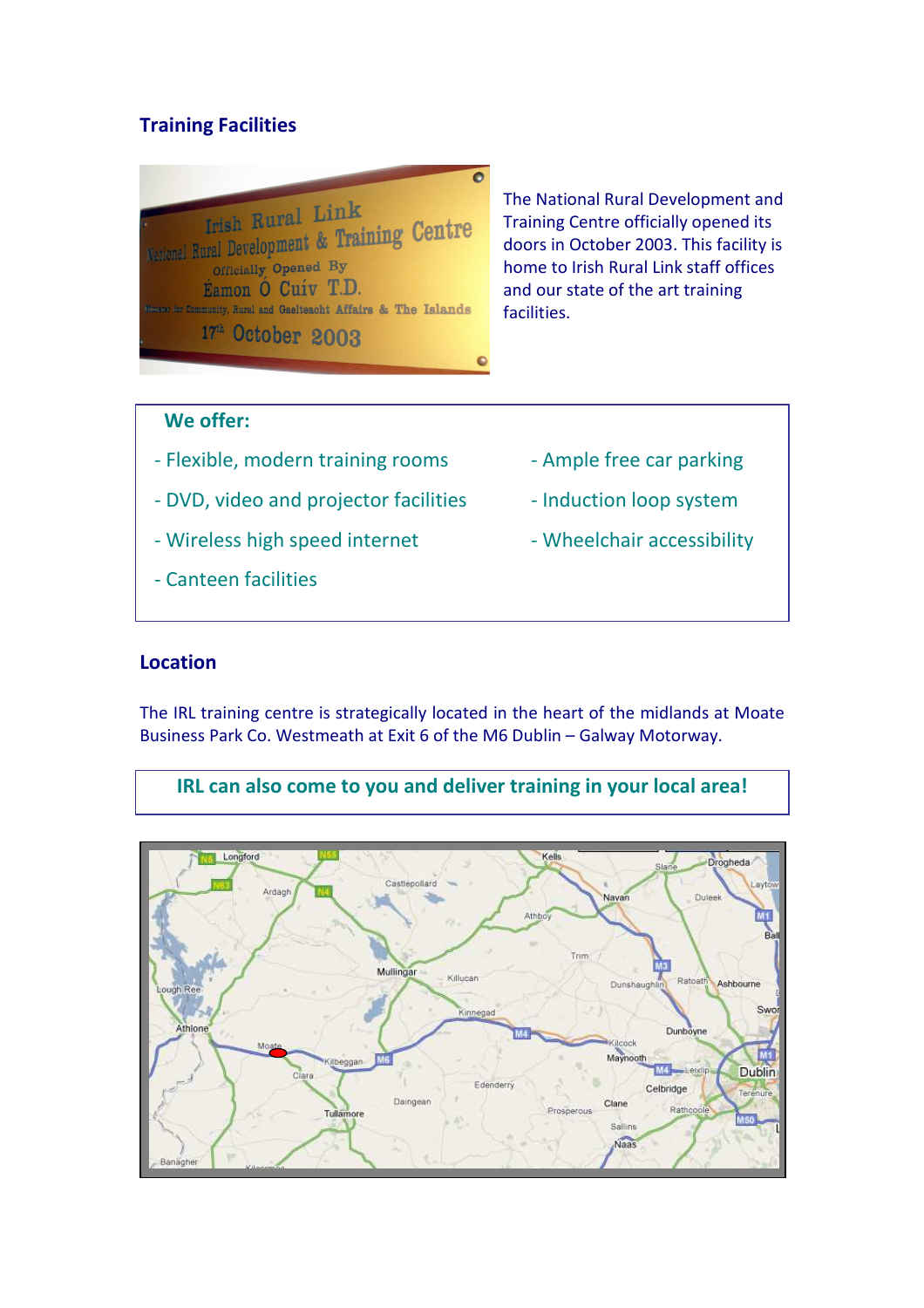## Training Facilities

The National Rural Development and Training Centre officially opened its doors in October 2003. This facility is home to Irish Rural Link staff offices and our state of the art training facilities.

**We offer:**

- Flexible, modern training rooms
- DVD, video and projector facilities
- Wireless high speed internet
- Canteen facilities
- Ample free car parking
- Induction loop system
- Wheelchair accessibility

## Location

The IRL training centre is strategically located in the heart of the midlands at Moate Business Park Co. Westmeath at Exit 6 of the M6 Dublin – Galway Motorway.

**IRL can also come to you and deliver training in your local area!**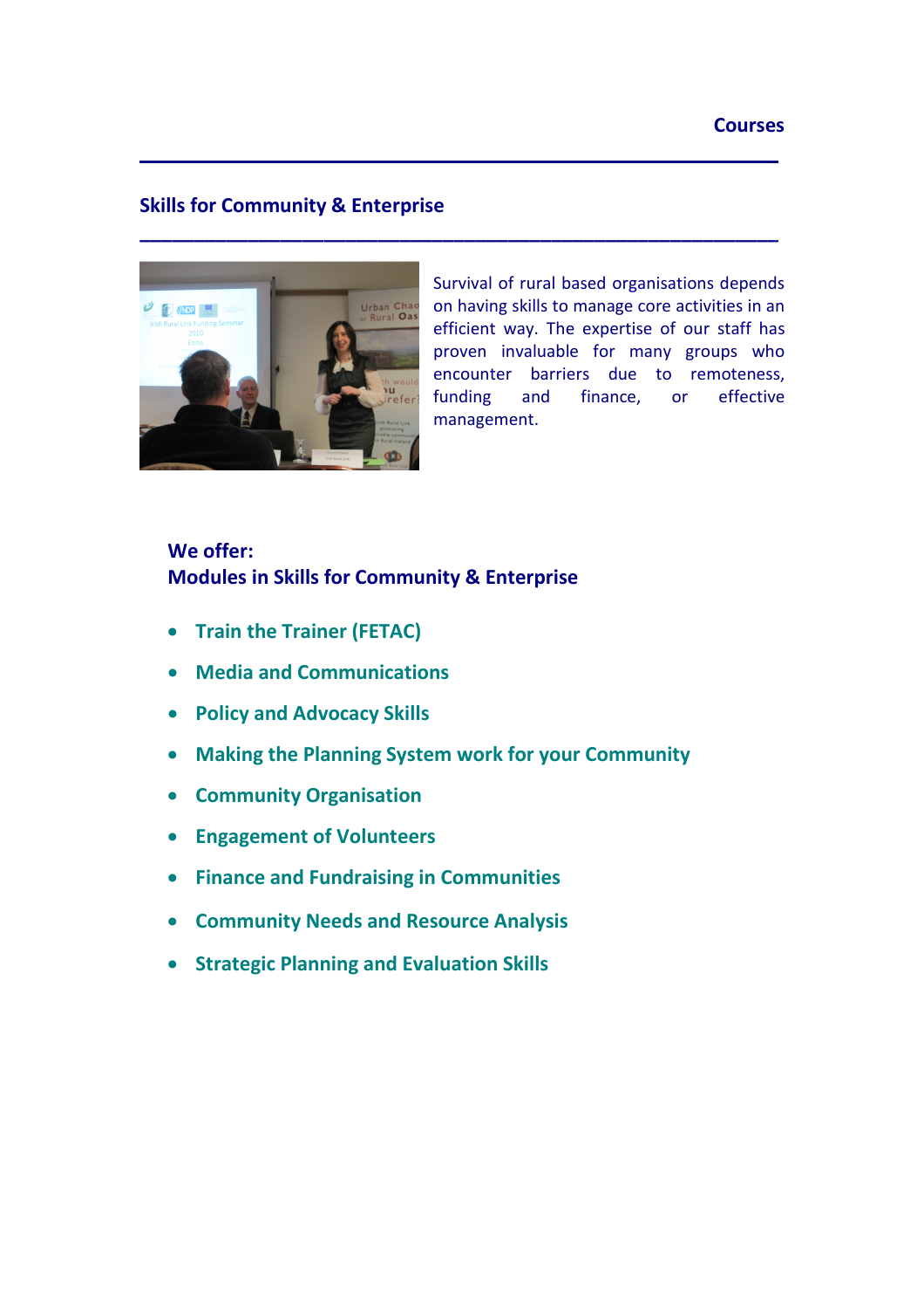## Skills for Community & Enterprise

Survival of rural based organisations depends on having skills to manage core activities in an efficient way. The expertise of our staff has proven invaluable for many groups who encounter barriers due to remoteness, funding and finance, or effective management.

**We offer:**
**Modules in Skills for Community & Enterprise**

- **Train the Trainer (FETAC)**
- **Media and Communications**
- **Policy and Advocacy Skills**
- **Making the Planning System work for your Community**
- **Community Organisation**
- **Engagement of Volunteers**
- **Finance and Fundraising in Communities**
- **Community Needs and Resource Analysis**
- **Strategic Planning and Evaluation Skills**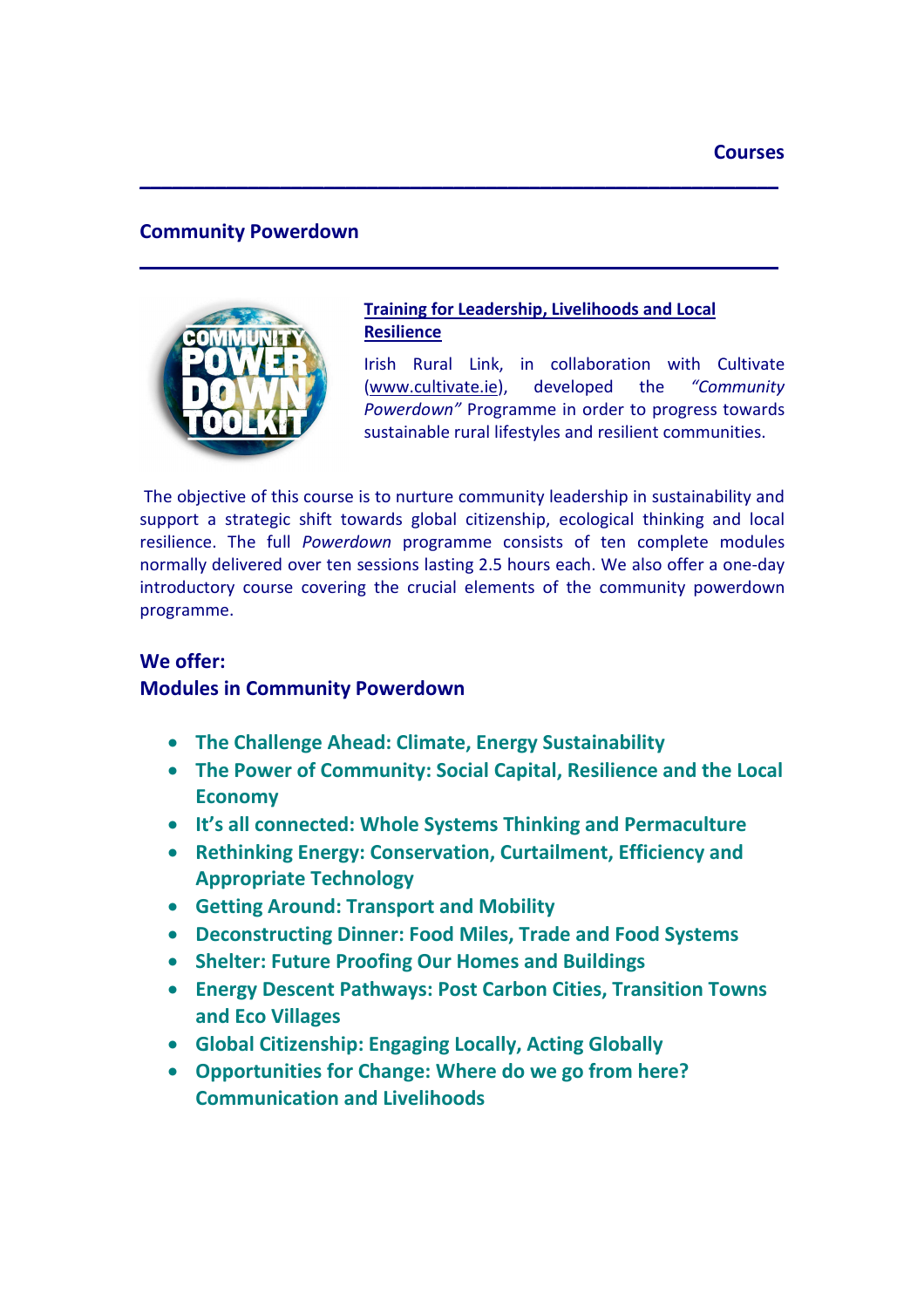Courses

## Community Powerdown

### Training for Leadership, Livelihoods and Local Resilience

Irish Rural Link, in collaboration with Cultivate (www.cultivate.ie), developed the *"Community Powerdown"* Programme in order to progress towards sustainable rural lifestyles and resilient communities.

The objective of this course is to nurture community leadership in sustainability and support a strategic shift towards global citizenship, ecological thinking and local resilience. The full *Powerdown* programme consists of ten complete modules normally delivered over ten sessions lasting 2.5 hours each. We also offer a one-day introductory course covering the crucial elements of the community powerdown programme.

### We offer:
### Modules in Community Powerdown

- **The Challenge Ahead: Climate, Energy Sustainability**
- **The Power of Community: Social Capital, Resilience and the Local Economy**
- **It's all connected: Whole Systems Thinking and Permaculture**
- **Rethinking Energy: Conservation, Curtailment, Efficiency and Appropriate Technology**
- **Getting Around: Transport and Mobility**
- **Deconstructing Dinner: Food Miles, Trade and Food Systems**
- **Shelter: Future Proofing Our Homes and Buildings**
- **Energy Descent Pathways: Post Carbon Cities, Transition Towns and Eco Villages**
- **Global Citizenship: Engaging Locally, Acting Globally**
- **Opportunities for Change: Where do we go from here? Communication and Livelihoods**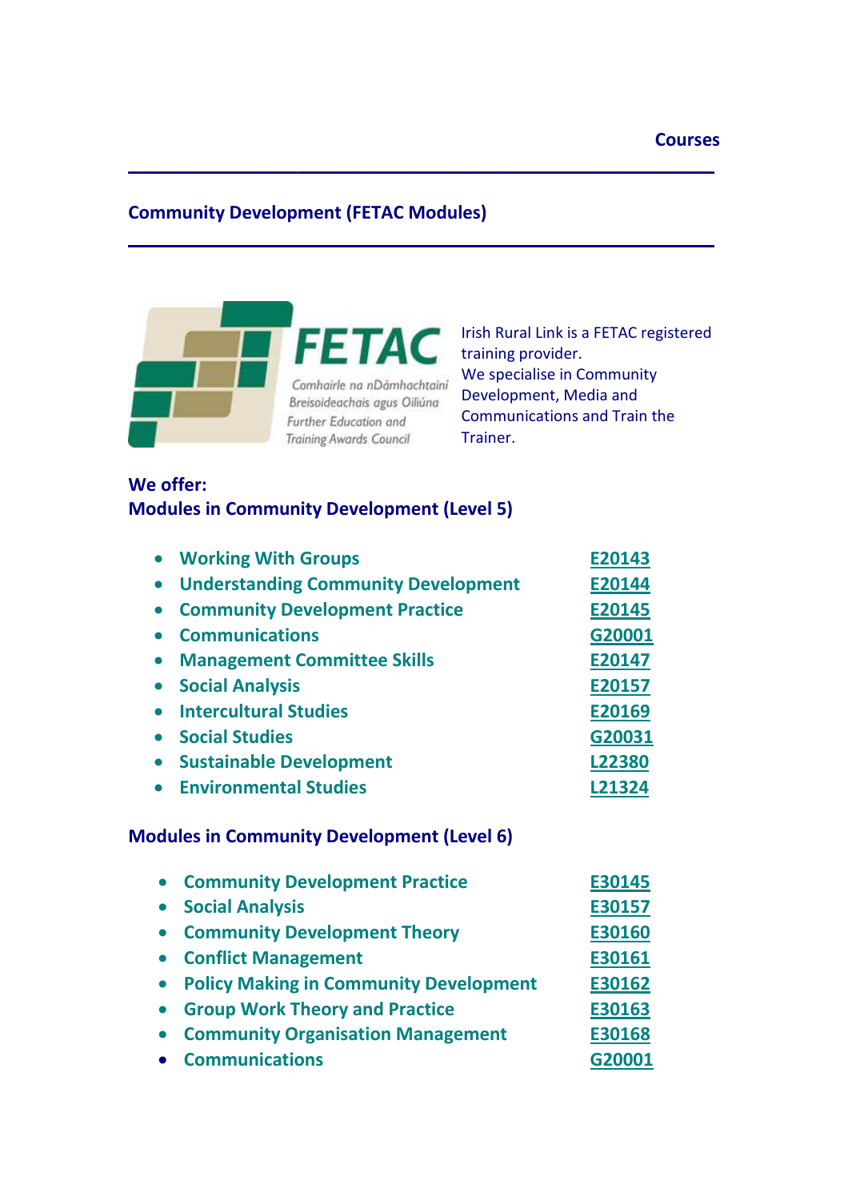Courses

## Community Development (FETAC Modules)

FETAC
Comhairle na nDámhachtainí Breisoideachais agus Oiliúna
Further Education and Training Awards Council

Irish Rural Link is a FETAC registered training provider.
We specialise in Community Development, Media and Communications and Train the Trainer.

**We offer:**

### Modules in Community Development (Level 5)

| Module | Code |
|---|---|
| Working With Groups | E20143 |
| Understanding Community Development | E20144 |
| Community Development Practice | E20145 |
| Communications | G20001 |
| Management Committee Skills | E20147 |
| Social Analysis | E20157 |
| Intercultural Studies | E20169 |
| Social Studies | G20031 |
| Sustainable Development | L22380 |
| Environmental Studies | L21324 |

### Modules in Community Development (Level 6)

| Module | Code |
|---|---|
| Community Development Practice | E30145 |
| Social Analysis | E30157 |
| Community Development Theory | E30160 |
| Conflict Management | E30161 |
| Policy Making in Community Development | E30162 |
| Group Work Theory and Practice | E30163 |
| Community Organisation Management | E30168 |
| Communications | G20001 |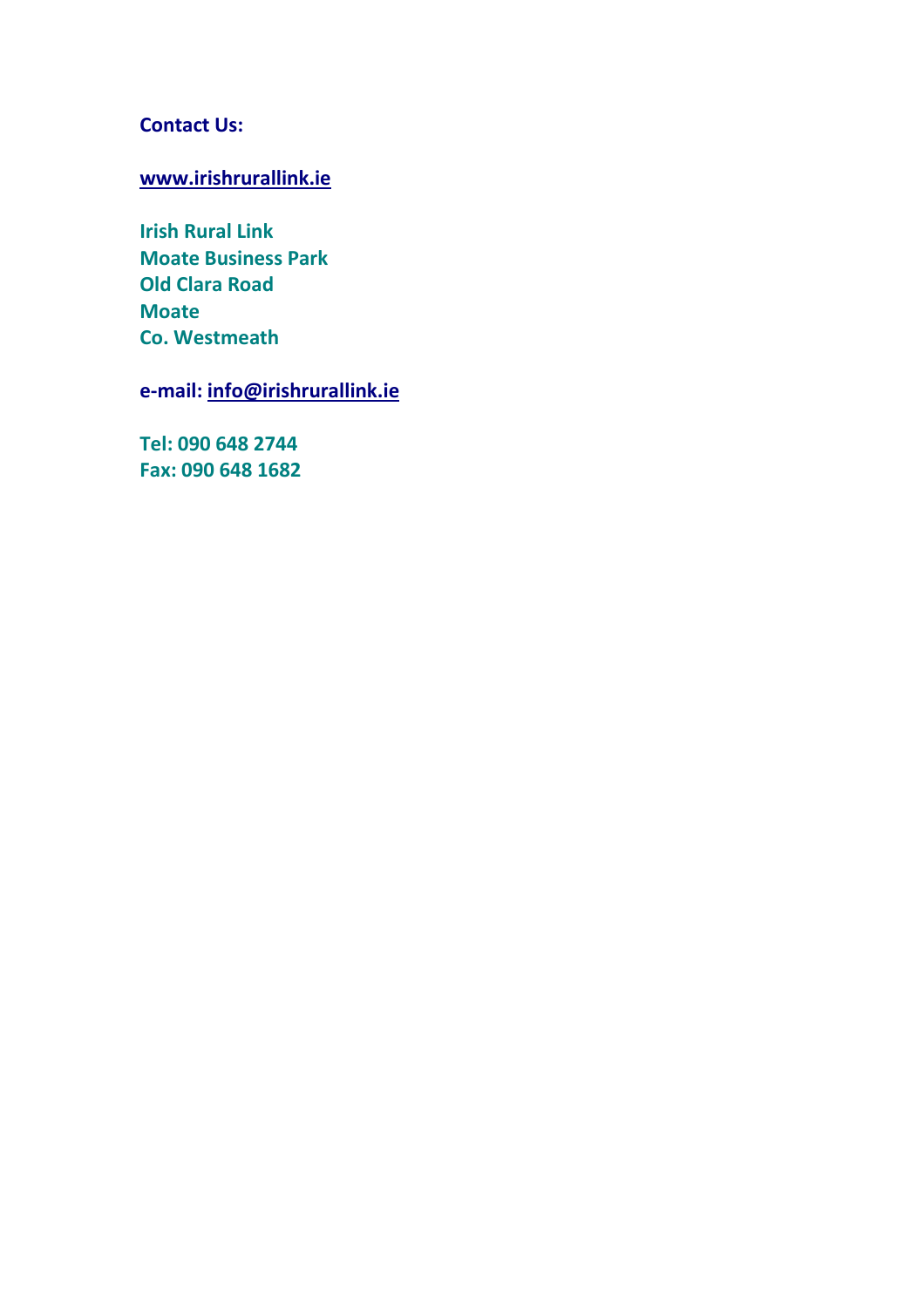**Contact Us:**

**www.irishrurallink.ie**

**Irish Rural Link**
**Moate Business Park**
**Old Clara Road**
**Moate**
**Co. Westmeath**

**e-mail: info@irishrurallink.ie**

**Tel: 090 648 2744**
**Fax: 090 648 1682**